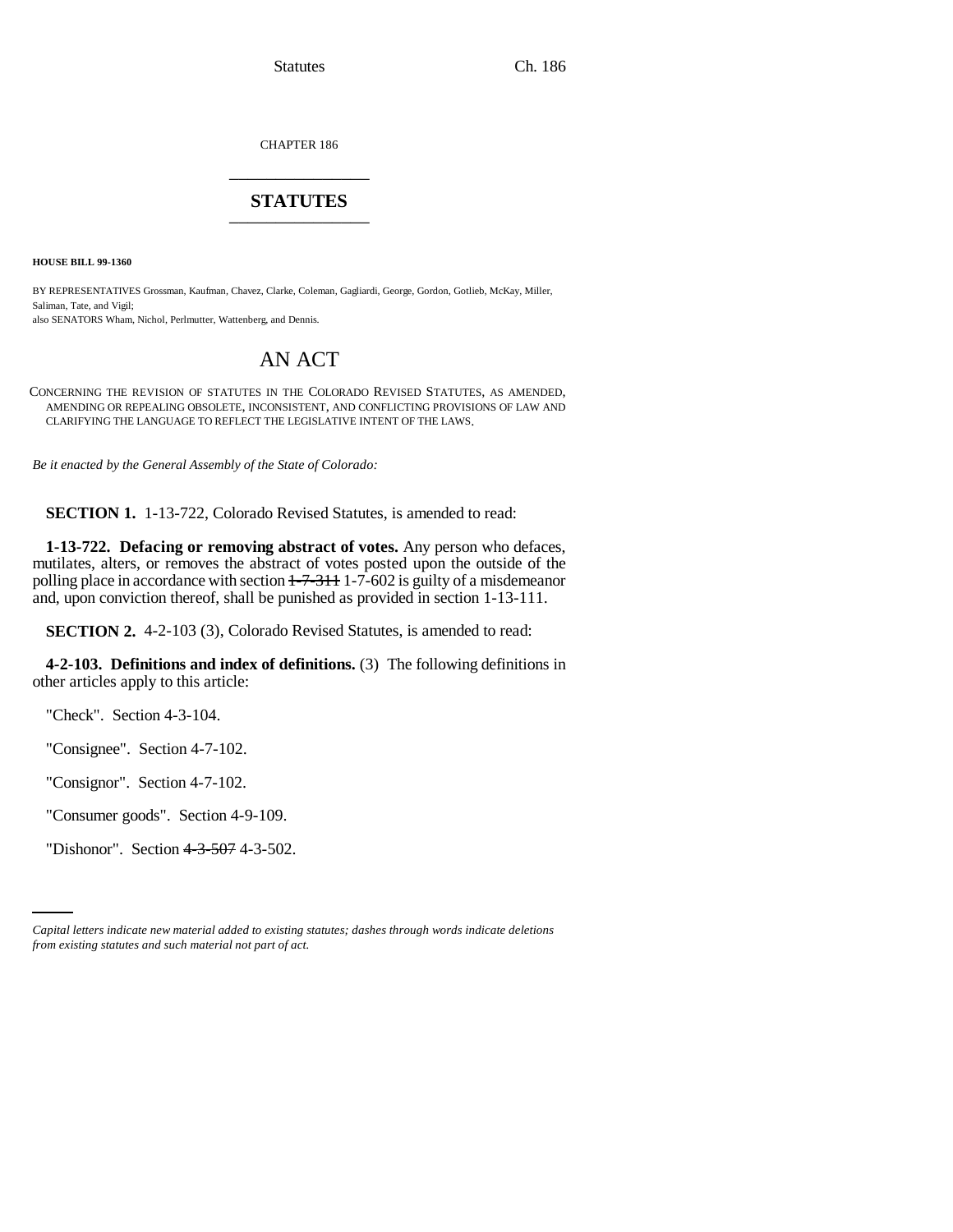CHAPTER 186

# STATUTES

**HOUSE BILL 99-1360**

BY REPRESENTATIVES Grossman, Kaufman, Chavez, Clarke, Coleman, Gagliardi, George, Gordon, Gotlieb, McKay, Miller, Saliman, Tate, and Vigil;
also SENATORS Wham, Nichol, Perlmutter, Wattenberg, and Dennis.

## AN ACT

CONCERNING THE REVISION OF STATUTES IN THE COLORADO REVISED STATUTES, AS AMENDED, AMENDING OR REPEALING OBSOLETE, INCONSISTENT, AND CONFLICTING PROVISIONS OF LAW AND CLARIFYING THE LANGUAGE TO REFLECT THE LEGISLATIVE INTENT OF THE LAWS.

*Be it enacted by the General Assembly of the State of Colorado:*

**SECTION 1.** 1-13-722, Colorado Revised Statutes, is amended to read:

**1-13-722. Defacing or removing abstract of votes.** Any person who defaces, mutilates, alters, or removes the abstract of votes posted upon the outside of the polling place in accordance with section ~~1-7-311~~ 1-7-602 is guilty of a misdemeanor and, upon conviction thereof, shall be punished as provided in section 1-13-111.

**SECTION 2.** 4-2-103 (3), Colorado Revised Statutes, is amended to read:

**4-2-103. Definitions and index of definitions.** (3) The following definitions in other articles apply to this article:

"Check". Section 4-3-104.

"Consignee". Section 4-7-102.

"Consignor". Section 4-7-102.

"Consumer goods". Section 4-9-109.

"Dishonor". Section ~~4-3-507~~ 4-3-502.

*Capital letters indicate new material added to existing statutes; dashes through words indicate deletions from existing statutes and such material not part of act.*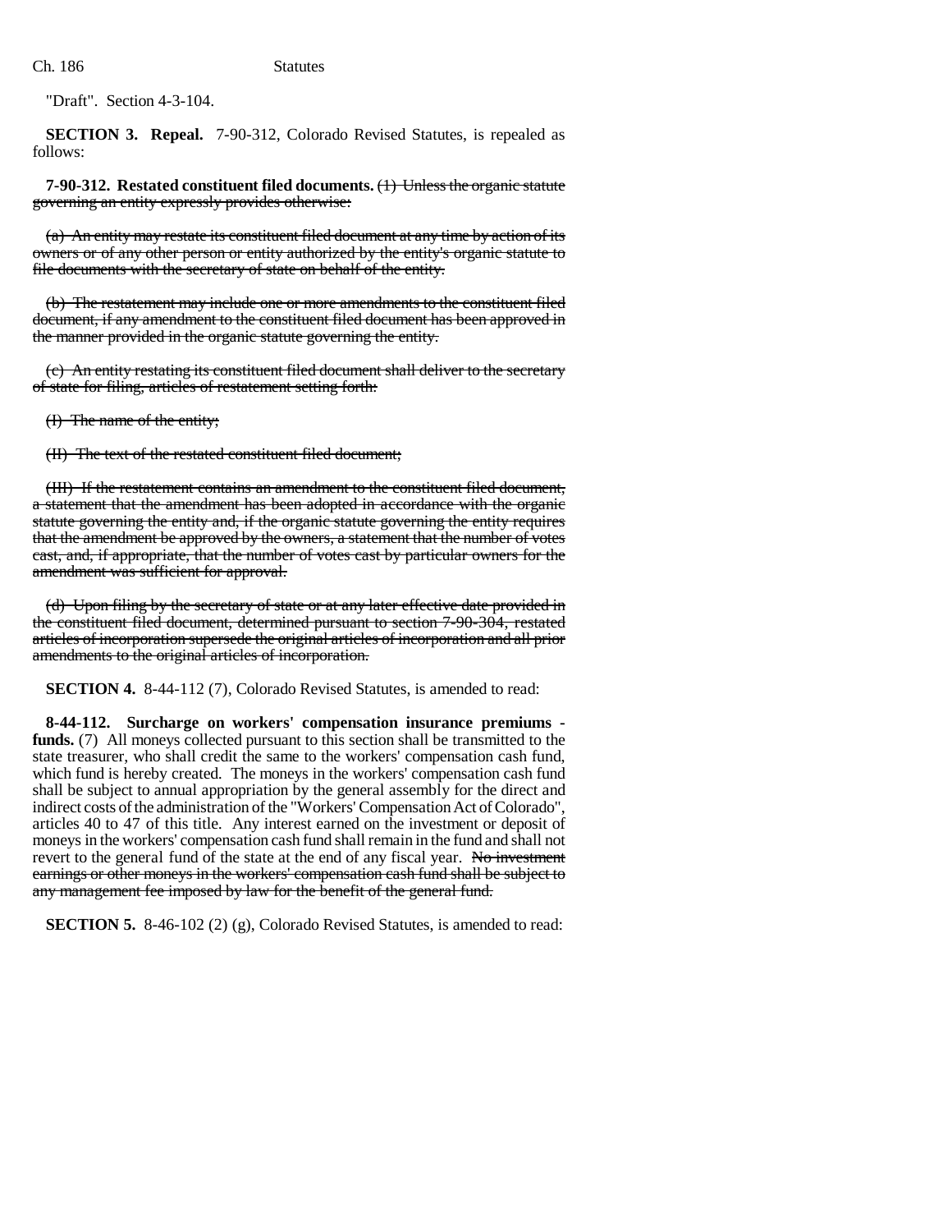"Draft". Section 4-3-104.

**SECTION 3. Repeal.** 7-90-312, Colorado Revised Statutes, is repealed as follows:

**7-90-312. Restated constituent filed documents.** ~~(1) Unless the organic statute governing an entity expressly provides otherwise:~~

~~(a) An entity may restate its constituent filed document at any time by action of its owners or of any other person or entity authorized by the entity's organic statute to file documents with the secretary of state on behalf of the entity.~~

~~(b) The restatement may include one or more amendments to the constituent filed document, if any amendment to the constituent filed document has been approved in the manner provided in the organic statute governing the entity.~~

~~(c) An entity restating its constituent filed document shall deliver to the secretary of state for filing, articles of restatement setting forth:~~

~~(I) The name of the entity;~~

~~(II) The text of the restated constituent filed document;~~

~~(III) If the restatement contains an amendment to the constituent filed document, a statement that the amendment has been adopted in accordance with the organic statute governing the entity and, if the organic statute governing the entity requires that the amendment be approved by the owners, a statement that the number of votes cast, and, if appropriate, that the number of votes cast by particular owners for the amendment was sufficient for approval.~~

~~(d) Upon filing by the secretary of state or at any later effective date provided in the constituent filed document, determined pursuant to section 7-90-304, restated articles of incorporation supersede the original articles of incorporation and all prior amendments to the original articles of incorporation.~~

**SECTION 4.** 8-44-112 (7), Colorado Revised Statutes, is amended to read:

**8-44-112. Surcharge on workers' compensation insurance premiums - funds.** (7) All moneys collected pursuant to this section shall be transmitted to the state treasurer, who shall credit the same to the workers' compensation cash fund, which fund is hereby created. The moneys in the workers' compensation cash fund shall be subject to annual appropriation by the general assembly for the direct and indirect costs of the administration of the "Workers' Compensation Act of Colorado", articles 40 to 47 of this title. Any interest earned on the investment or deposit of moneys in the workers' compensation cash fund shall remain in the fund and shall not revert to the general fund of the state at the end of any fiscal year. ~~No investment earnings or other moneys in the workers' compensation cash fund shall be subject to any management fee imposed by law for the benefit of the general fund.~~

**SECTION 5.** 8-46-102 (2) (g), Colorado Revised Statutes, is amended to read: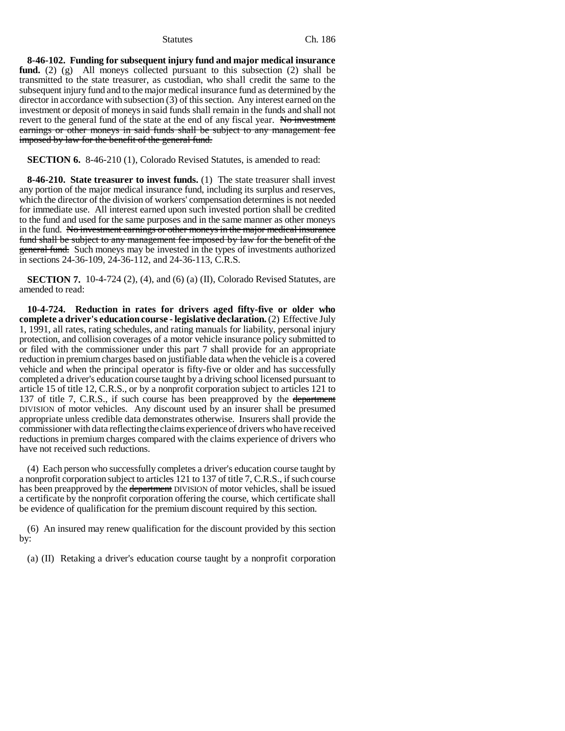**8-46-102. Funding for subsequent injury fund and major medical insurance fund.** (2) (g) All moneys collected pursuant to this subsection (2) shall be transmitted to the state treasurer, as custodian, who shall credit the same to the subsequent injury fund and to the major medical insurance fund as determined by the director in accordance with subsection (3) of this section. Any interest earned on the investment or deposit of moneys in said funds shall remain in the funds and shall not revert to the general fund of the state at the end of any fiscal year. ~~No investment earnings or other moneys in said funds shall be subject to any management fee imposed by law for the benefit of the general fund.~~

**SECTION 6.** 8-46-210 (1), Colorado Revised Statutes, is amended to read:

**8-46-210. State treasurer to invest funds.** (1) The state treasurer shall invest any portion of the major medical insurance fund, including its surplus and reserves, which the director of the division of workers' compensation determines is not needed for immediate use. All interest earned upon such invested portion shall be credited to the fund and used for the same purposes and in the same manner as other moneys in the fund. ~~No investment earnings or other moneys in the major medical insurance fund shall be subject to any management fee imposed by law for the benefit of the general fund.~~ Such moneys may be invested in the types of investments authorized in sections 24-36-109, 24-36-112, and 24-36-113, C.R.S.

**SECTION 7.** 10-4-724 (2), (4), and (6) (a) (II), Colorado Revised Statutes, are amended to read:

**10-4-724. Reduction in rates for drivers aged fifty-five or older who complete a driver's education course - legislative declaration.** (2) Effective July 1, 1991, all rates, rating schedules, and rating manuals for liability, personal injury protection, and collision coverages of a motor vehicle insurance policy submitted to or filed with the commissioner under this part 7 shall provide for an appropriate reduction in premium charges based on justifiable data when the vehicle is a covered vehicle and when the principal operator is fifty-five or older and has successfully completed a driver's education course taught by a driving school licensed pursuant to article 15 of title 12, C.R.S., or by a nonprofit corporation subject to articles 121 to 137 of title 7, C.R.S., if such course has been preapproved by the ~~department~~ DIVISION of motor vehicles. Any discount used by an insurer shall be presumed appropriate unless credible data demonstrates otherwise. Insurers shall provide the commissioner with data reflecting the claims experience of drivers who have received reductions in premium charges compared with the claims experience of drivers who have not received such reductions.

(4) Each person who successfully completes a driver's education course taught by a nonprofit corporation subject to articles 121 to 137 of title 7, C.R.S., if such course has been preapproved by the ~~department~~ DIVISION of motor vehicles, shall be issued a certificate by the nonprofit corporation offering the course, which certificate shall be evidence of qualification for the premium discount required by this section.

(6) An insured may renew qualification for the discount provided by this section by:

(a) (II) Retaking a driver's education course taught by a nonprofit corporation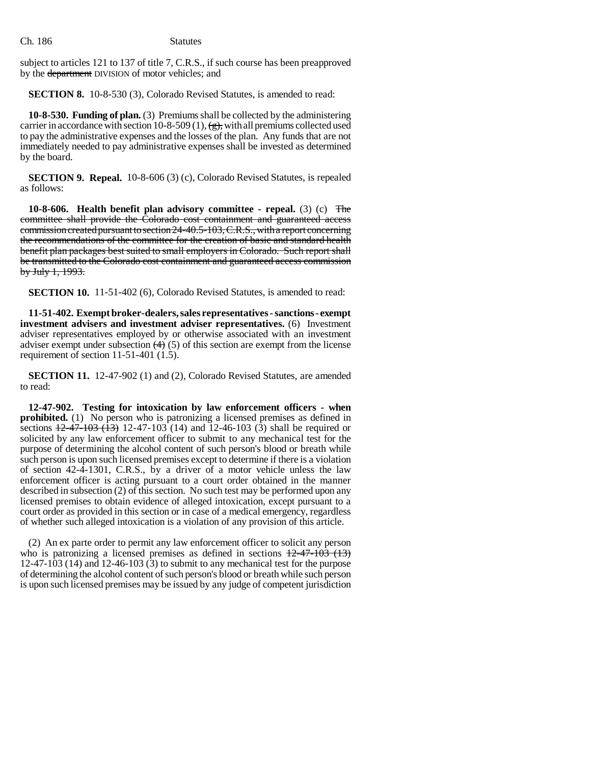subject to articles 121 to 137 of title 7, C.R.S., if such course has been preapproved by the ~~department~~ DIVISION of motor vehicles; and

**SECTION 8.** 10-8-530 (3), Colorado Revised Statutes, is amended to read:

**10-8-530. Funding of plan.** (3) Premiums shall be collected by the administering carrier in accordance with section 10-8-509 (1), ~~(g),~~ with all premiums collected used to pay the administrative expenses and the losses of the plan. Any funds that are not immediately needed to pay administrative expenses shall be invested as determined by the board.

**SECTION 9. Repeal.** 10-8-606 (3) (c), Colorado Revised Statutes, is repealed as follows:

**10-8-606. Health benefit plan advisory committee - repeal.** (3) (c) ~~The committee shall provide the Colorado cost containment and guaranteed access commission created pursuant to section 24-40.5-103, C.R.S., with a report concerning the recommendations of the committee for the creation of basic and standard health benefit plan packages best suited to small employers in Colorado. Such report shall be transmitted to the Colorado cost containment and guaranteed access commission by July 1, 1993.~~

**SECTION 10.** 11-51-402 (6), Colorado Revised Statutes, is amended to read:

**11-51-402. Exempt broker-dealers, sales representatives - sanctions - exempt investment advisers and investment adviser representatives.** (6) Investment adviser representatives employed by or otherwise associated with an investment adviser exempt under subsection ~~(4)~~ (5) of this section are exempt from the license requirement of section 11-51-401 (1.5).

**SECTION 11.** 12-47-902 (1) and (2), Colorado Revised Statutes, are amended to read:

**12-47-902. Testing for intoxication by law enforcement officers - when prohibited.** (1) No person who is patronizing a licensed premises as defined in sections ~~12-47-103 (13)~~ 12-47-103 (14) and 12-46-103 (3) shall be required or solicited by any law enforcement officer to submit to any mechanical test for the purpose of determining the alcohol content of such person's blood or breath while such person is upon such licensed premises except to determine if there is a violation of section 42-4-1301, C.R.S., by a driver of a motor vehicle unless the law enforcement officer is acting pursuant to a court order obtained in the manner described in subsection (2) of this section. No such test may be performed upon any licensed premises to obtain evidence of alleged intoxication, except pursuant to a court order as provided in this section or in case of a medical emergency, regardless of whether such alleged intoxication is a violation of any provision of this article.

(2) An ex parte order to permit any law enforcement officer to solicit any person who is patronizing a licensed premises as defined in sections ~~12-47-103 (13)~~ 12-47-103 (14) and 12-46-103 (3) to submit to any mechanical test for the purpose of determining the alcohol content of such person's blood or breath while such person is upon such licensed premises may be issued by any judge of competent jurisdiction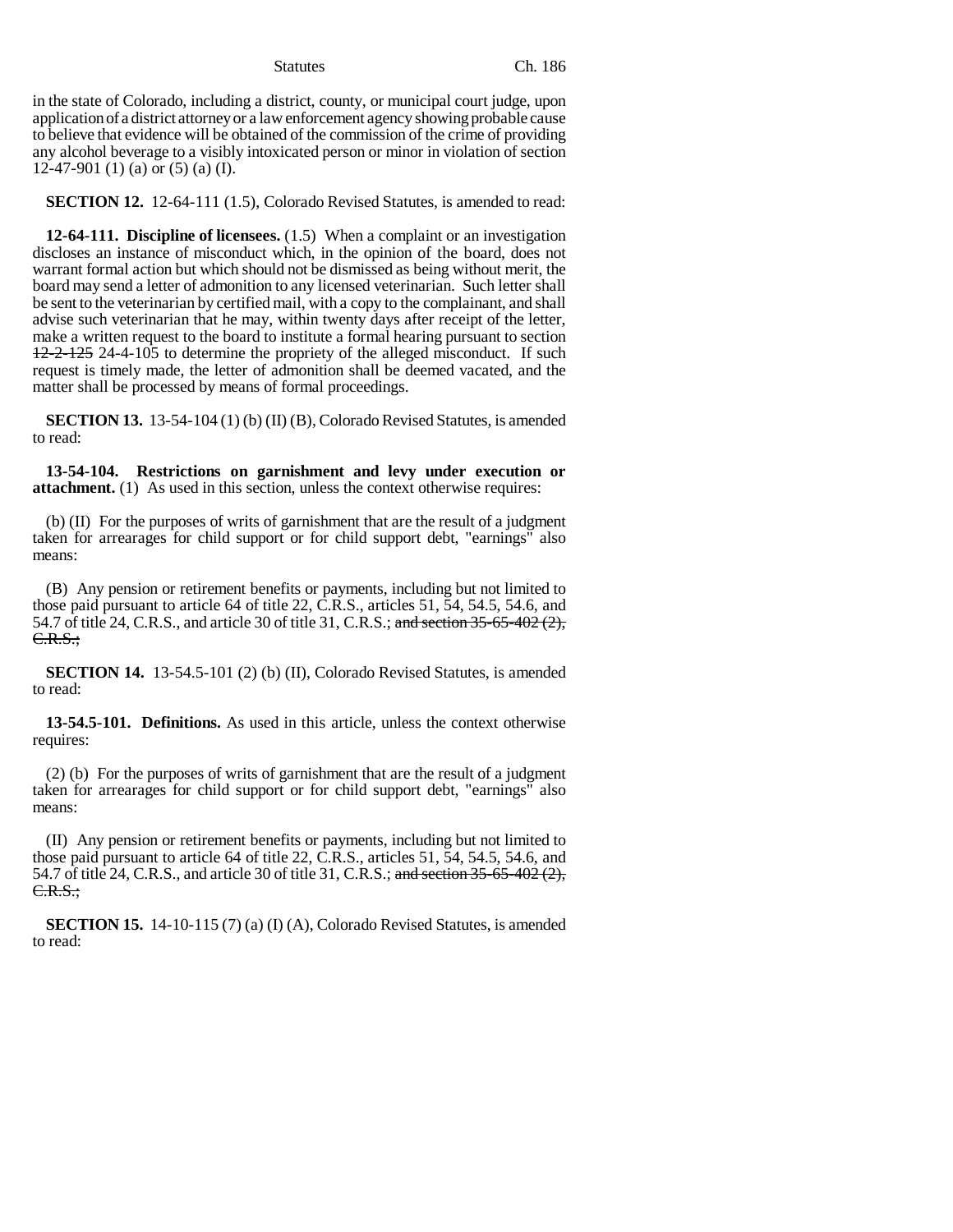in the state of Colorado, including a district, county, or municipal court judge, upon application of a district attorney or a law enforcement agency showing probable cause to believe that evidence will be obtained of the commission of the crime of providing any alcohol beverage to a visibly intoxicated person or minor in violation of section 12-47-901 (1) (a) or (5) (a) (I).

**SECTION 12.** 12-64-111 (1.5), Colorado Revised Statutes, is amended to read:

**12-64-111. Discipline of licensees.** (1.5) When a complaint or an investigation discloses an instance of misconduct which, in the opinion of the board, does not warrant formal action but which should not be dismissed as being without merit, the board may send a letter of admonition to any licensed veterinarian. Such letter shall be sent to the veterinarian by certified mail, with a copy to the complainant, and shall advise such veterinarian that he may, within twenty days after receipt of the letter, make a written request to the board to institute a formal hearing pursuant to section ~~12-2-125~~ 24-4-105 to determine the propriety of the alleged misconduct. If such request is timely made, the letter of admonition shall be deemed vacated, and the matter shall be processed by means of formal proceedings.

**SECTION 13.** 13-54-104 (1) (b) (II) (B), Colorado Revised Statutes, is amended to read:

**13-54-104. Restrictions on garnishment and levy under execution or attachment.** (1) As used in this section, unless the context otherwise requires:

(b) (II) For the purposes of writs of garnishment that are the result of a judgment taken for arrearages for child support or for child support debt, "earnings" also means:

(B) Any pension or retirement benefits or payments, including but not limited to those paid pursuant to article 64 of title 22, C.R.S., articles 51, 54, 54.5, 54.6, and 54.7 of title 24, C.R.S., and article 30 of title 31, C.R.S.; ~~and section 35-65-402 (2), C.R.S.;~~

**SECTION 14.** 13-54.5-101 (2) (b) (II), Colorado Revised Statutes, is amended to read:

**13-54.5-101. Definitions.** As used in this article, unless the context otherwise requires:

(2) (b) For the purposes of writs of garnishment that are the result of a judgment taken for arrearages for child support or for child support debt, "earnings" also means:

(II) Any pension or retirement benefits or payments, including but not limited to those paid pursuant to article 64 of title 22, C.R.S., articles 51, 54, 54.5, 54.6, and 54.7 of title 24, C.R.S., and article 30 of title 31, C.R.S.; ~~and section 35-65-402 (2), C.R.S.;~~

**SECTION 15.** 14-10-115 (7) (a) (I) (A), Colorado Revised Statutes, is amended to read: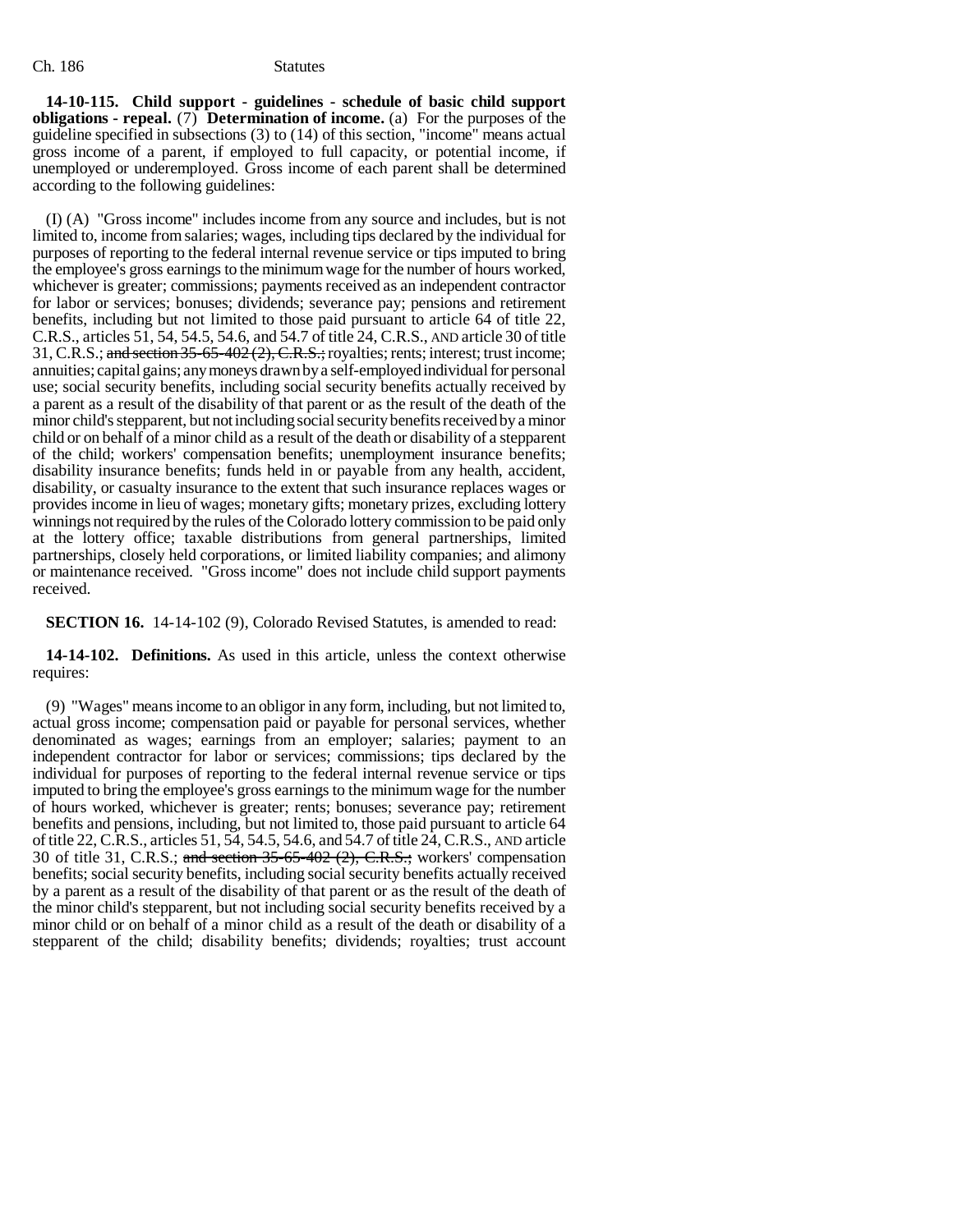**14-10-115. Child support - guidelines - schedule of basic child support obligations - repeal.** (7) **Determination of income.** (a) For the purposes of the guideline specified in subsections (3) to (14) of this section, "income" means actual gross income of a parent, if employed to full capacity, or potential income, if unemployed or underemployed. Gross income of each parent shall be determined according to the following guidelines:

(I) (A) "Gross income" includes income from any source and includes, but is not limited to, income from salaries; wages, including tips declared by the individual for purposes of reporting to the federal internal revenue service or tips imputed to bring the employee's gross earnings to the minimum wage for the number of hours worked, whichever is greater; commissions; payments received as an independent contractor for labor or services; bonuses; dividends; severance pay; pensions and retirement benefits, including but not limited to those paid pursuant to article 64 of title 22, C.R.S., articles 51, 54, 54.5, 54.6, and 54.7 of title 24, C.R.S., AND article 30 of title 31, C.R.S.; ~~and section 35-65-402 (2), C.R.S.;~~ royalties; rents; interest; trust income; annuities; capital gains; any moneys drawn by a self-employed individual for personal use; social security benefits, including social security benefits actually received by a parent as a result of the disability of that parent or as the result of the death of the minor child's stepparent, but not including social security benefits received by a minor child or on behalf of a minor child as a result of the death or disability of a stepparent of the child; workers' compensation benefits; unemployment insurance benefits; disability insurance benefits; funds held in or payable from any health, accident, disability, or casualty insurance to the extent that such insurance replaces wages or provides income in lieu of wages; monetary gifts; monetary prizes, excluding lottery winnings not required by the rules of the Colorado lottery commission to be paid only at the lottery office; taxable distributions from general partnerships, limited partnerships, closely held corporations, or limited liability companies; and alimony or maintenance received. "Gross income" does not include child support payments received.

**SECTION 16.** 14-14-102 (9), Colorado Revised Statutes, is amended to read:

**14-14-102. Definitions.** As used in this article, unless the context otherwise requires:

(9) "Wages" means income to an obligor in any form, including, but not limited to, actual gross income; compensation paid or payable for personal services, whether denominated as wages; earnings from an employer; salaries; payment to an independent contractor for labor or services; commissions; tips declared by the individual for purposes of reporting to the federal internal revenue service or tips imputed to bring the employee's gross earnings to the minimum wage for the number of hours worked, whichever is greater; rents; bonuses; severance pay; retirement benefits and pensions, including, but not limited to, those paid pursuant to article 64 of title 22, C.R.S., articles 51, 54, 54.5, 54.6, and 54.7 of title 24, C.R.S., AND article 30 of title 31, C.R.S.; ~~and section 35-65-402 (2), C.R.S.;~~ workers' compensation benefits; social security benefits, including social security benefits actually received by a parent as a result of the disability of that parent or as the result of the death of the minor child's stepparent, but not including social security benefits received by a minor child or on behalf of a minor child as a result of the death or disability of a stepparent of the child; disability benefits; dividends; royalties; trust account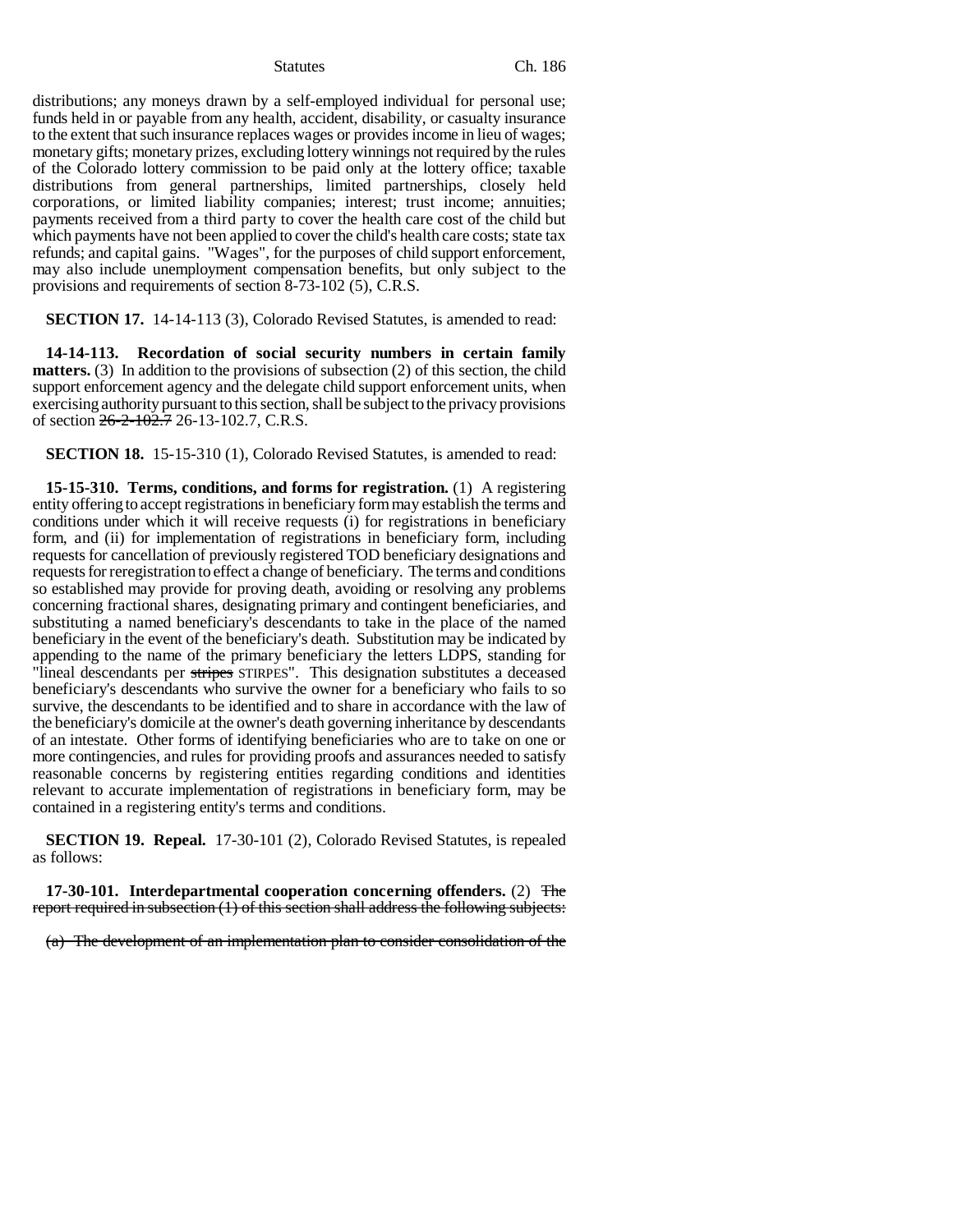distributions; any moneys drawn by a self-employed individual for personal use; funds held in or payable from any health, accident, disability, or casualty insurance to the extent that such insurance replaces wages or provides income in lieu of wages; monetary gifts; monetary prizes, excluding lottery winnings not required by the rules of the Colorado lottery commission to be paid only at the lottery office; taxable distributions from general partnerships, limited partnerships, closely held corporations, or limited liability companies; interest; trust income; annuities; payments received from a third party to cover the health care cost of the child but which payments have not been applied to cover the child's health care costs; state tax refunds; and capital gains. "Wages", for the purposes of child support enforcement, may also include unemployment compensation benefits, but only subject to the provisions and requirements of section 8-73-102 (5), C.R.S.

**SECTION 17.** 14-14-113 (3), Colorado Revised Statutes, is amended to read:

**14-14-113. Recordation of social security numbers in certain family matters.** (3) In addition to the provisions of subsection (2) of this section, the child support enforcement agency and the delegate child support enforcement units, when exercising authority pursuant to this section, shall be subject to the privacy provisions of section ~~26-2-102.7~~ 26-13-102.7, C.R.S.

**SECTION 18.** 15-15-310 (1), Colorado Revised Statutes, is amended to read:

**15-15-310. Terms, conditions, and forms for registration.** (1) A registering entity offering to accept registrations in beneficiary form may establish the terms and conditions under which it will receive requests (i) for registrations in beneficiary form, and (ii) for implementation of registrations in beneficiary form, including requests for cancellation of previously registered TOD beneficiary designations and requests for reregistration to effect a change of beneficiary. The terms and conditions so established may provide for proving death, avoiding or resolving any problems concerning fractional shares, designating primary and contingent beneficiaries, and substituting a named beneficiary's descendants to take in the place of the named beneficiary in the event of the beneficiary's death. Substitution may be indicated by appending to the name of the primary beneficiary the letters LDPS, standing for "lineal descendants per ~~stripes~~ STIRPES". This designation substitutes a deceased beneficiary's descendants who survive the owner for a beneficiary who fails to so survive, the descendants to be identified and to share in accordance with the law of the beneficiary's domicile at the owner's death governing inheritance by descendants of an intestate. Other forms of identifying beneficiaries who are to take on one or more contingencies, and rules for providing proofs and assurances needed to satisfy reasonable concerns by registering entities regarding conditions and identities relevant to accurate implementation of registrations in beneficiary form, may be contained in a registering entity's terms and conditions.

**SECTION 19. Repeal.** 17-30-101 (2), Colorado Revised Statutes, is repealed as follows:

**17-30-101. Interdepartmental cooperation concerning offenders.** (2) ~~The report required in subsection (1) of this section shall address the following subjects:~~

~~(a) The development of an implementation plan to consider consolidation of the~~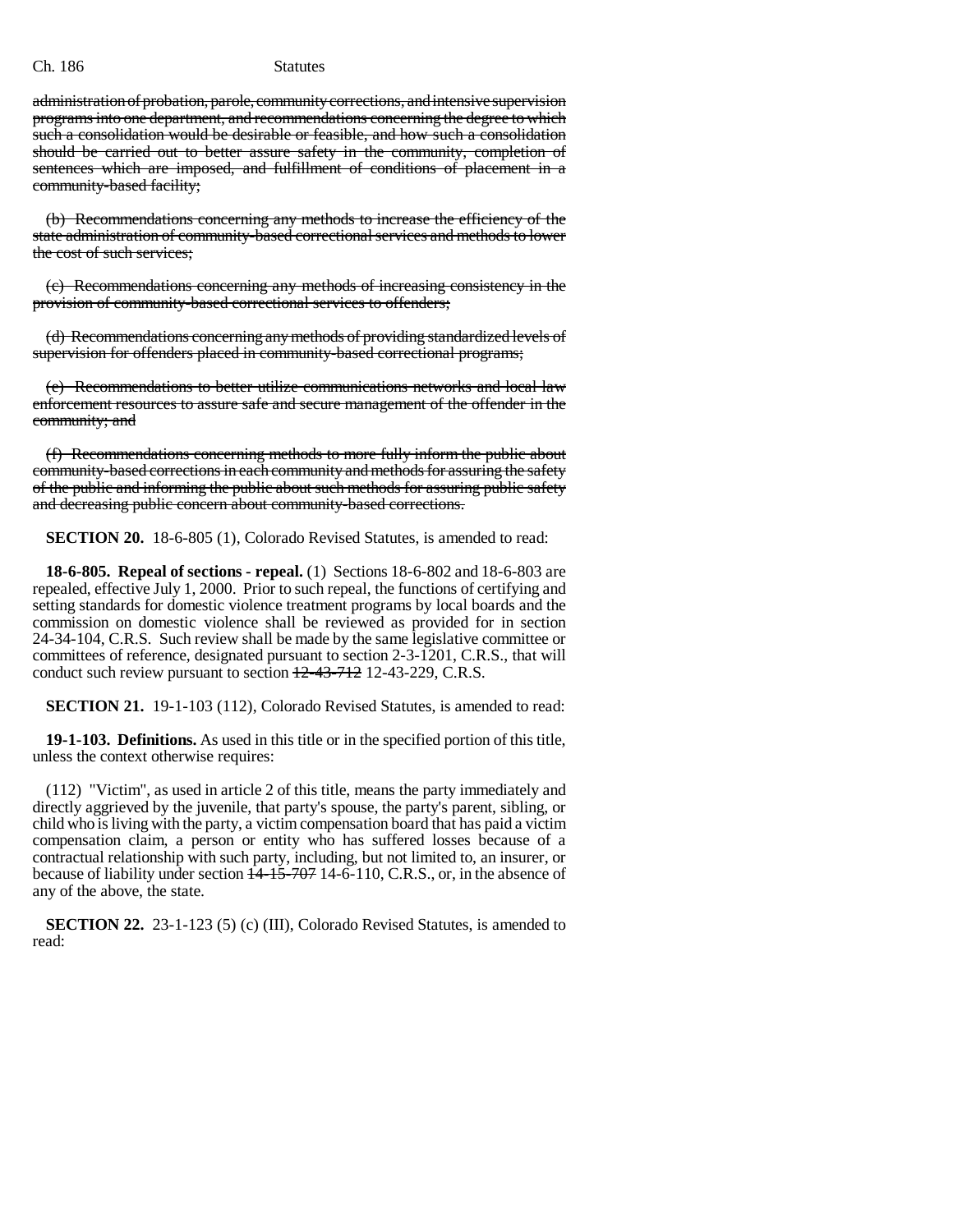administration of probation, parole, community corrections, and intensive supervision programs into one department, and recommendations concerning the degree to which such a consolidation would be desirable or feasible, and how such a consolidation should be carried out to better assure safety in the community, completion of sentences which are imposed, and fulfillment of conditions of placement in a community-based facility;

(b) Recommendations concerning any methods to increase the efficiency of the state administration of community-based correctional services and methods to lower the cost of such services;

(c) Recommendations concerning any methods of increasing consistency in the provision of community-based correctional services to offenders;

(d) Recommendations concerning any methods of providing standardized levels of supervision for offenders placed in community-based correctional programs;

(e) Recommendations to better utilize communications networks and local law enforcement resources to assure safe and secure management of the offender in the community; and

(f) Recommendations concerning methods to more fully inform the public about community-based corrections in each community and methods for assuring the safety of the public and informing the public about such methods for assuring public safety and decreasing public concern about community-based corrections.

**SECTION 20.** 18-6-805 (1), Colorado Revised Statutes, is amended to read:

**18-6-805. Repeal of sections - repeal.** (1) Sections 18-6-802 and 18-6-803 are repealed, effective July 1, 2000. Prior to such repeal, the functions of certifying and setting standards for domestic violence treatment programs by local boards and the commission on domestic violence shall be reviewed as provided for in section 24-34-104, C.R.S. Such review shall be made by the same legislative committee or committees of reference, designated pursuant to section 2-3-1201, C.R.S., that will conduct such review pursuant to section ~~12-43-712~~ 12-43-229, C.R.S.

**SECTION 21.** 19-1-103 (112), Colorado Revised Statutes, is amended to read:

**19-1-103. Definitions.** As used in this title or in the specified portion of this title, unless the context otherwise requires:

(112) "Victim", as used in article 2 of this title, means the party immediately and directly aggrieved by the juvenile, that party's spouse, the party's parent, sibling, or child who is living with the party, a victim compensation board that has paid a victim compensation claim, a person or entity who has suffered losses because of a contractual relationship with such party, including, but not limited to, an insurer, or because of liability under section ~~14-15-707~~ 14-6-110, C.R.S., or, in the absence of any of the above, the state.

**SECTION 22.** 23-1-123 (5) (c) (III), Colorado Revised Statutes, is amended to read: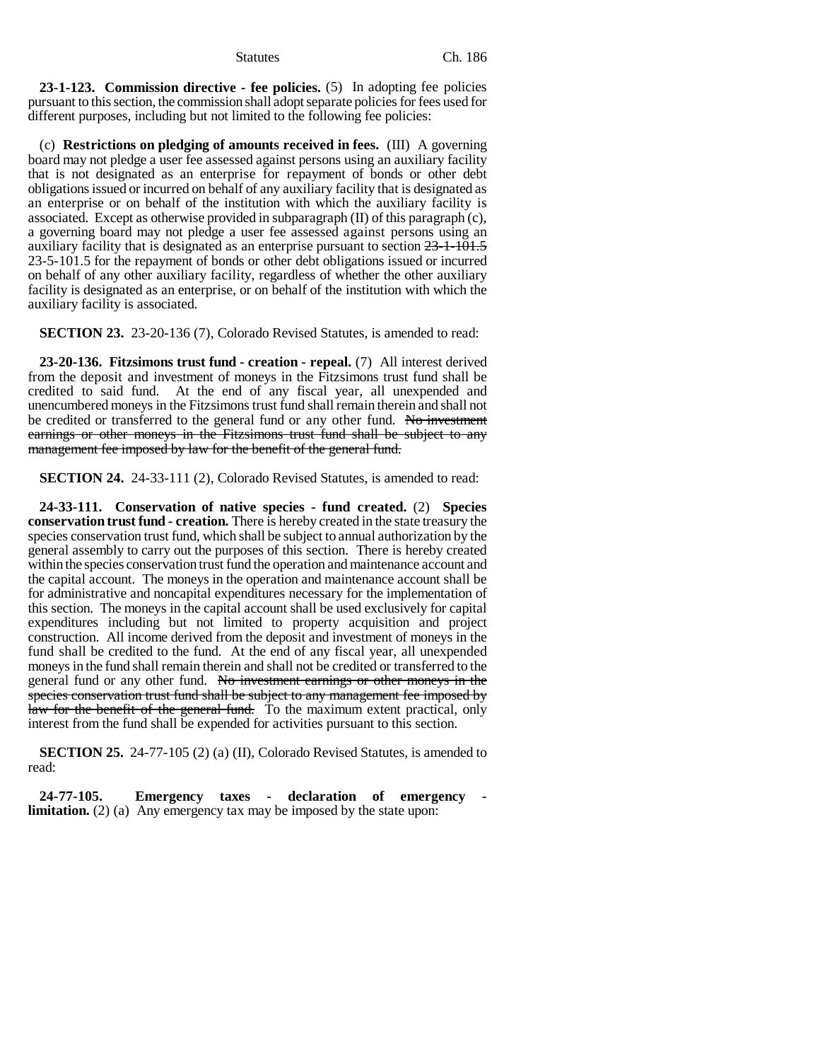**23-1-123. Commission directive - fee policies.** (5) In adopting fee policies pursuant to this section, the commission shall adopt separate policies for fees used for different purposes, including but not limited to the following fee policies:

(c) **Restrictions on pledging of amounts received in fees.** (III) A governing board may not pledge a user fee assessed against persons using an auxiliary facility that is not designated as an enterprise for repayment of bonds or other debt obligations issued or incurred on behalf of any auxiliary facility that is designated as an enterprise or on behalf of the institution with which the auxiliary facility is associated. Except as otherwise provided in subparagraph (II) of this paragraph (c), a governing board may not pledge a user fee assessed against persons using an auxiliary facility that is designated as an enterprise pursuant to section ~~23-1-101.5~~ 23-5-101.5 for the repayment of bonds or other debt obligations issued or incurred on behalf of any other auxiliary facility, regardless of whether the other auxiliary facility is designated as an enterprise, or on behalf of the institution with which the auxiliary facility is associated.

**SECTION 23.** 23-20-136 (7), Colorado Revised Statutes, is amended to read:

**23-20-136. Fitzsimons trust fund - creation - repeal.** (7) All interest derived from the deposit and investment of moneys in the Fitzsimons trust fund shall be credited to said fund. At the end of any fiscal year, all unexpended and unencumbered moneys in the Fitzsimons trust fund shall remain therein and shall not be credited or transferred to the general fund or any other fund. ~~No investment earnings or other moneys in the Fitzsimons trust fund shall be subject to any management fee imposed by law for the benefit of the general fund.~~

**SECTION 24.** 24-33-111 (2), Colorado Revised Statutes, is amended to read:

**24-33-111. Conservation of native species - fund created.** (2) **Species conservation trust fund - creation.** There is hereby created in the state treasury the species conservation trust fund, which shall be subject to annual authorization by the general assembly to carry out the purposes of this section. There is hereby created within the species conservation trust fund the operation and maintenance account and the capital account. The moneys in the operation and maintenance account shall be for administrative and noncapital expenditures necessary for the implementation of this section. The moneys in the capital account shall be used exclusively for capital expenditures including but not limited to property acquisition and project construction. All income derived from the deposit and investment of moneys in the fund shall be credited to the fund. At the end of any fiscal year, all unexpended moneys in the fund shall remain therein and shall not be credited or transferred to the general fund or any other fund. ~~No investment earnings or other moneys in the species conservation trust fund shall be subject to any management fee imposed by law for the benefit of the general fund.~~ To the maximum extent practical, only interest from the fund shall be expended for activities pursuant to this section.

**SECTION 25.** 24-77-105 (2) (a) (II), Colorado Revised Statutes, is amended to read:

**24-77-105. Emergency taxes - declaration of emergency - limitation.** (2) (a) Any emergency tax may be imposed by the state upon: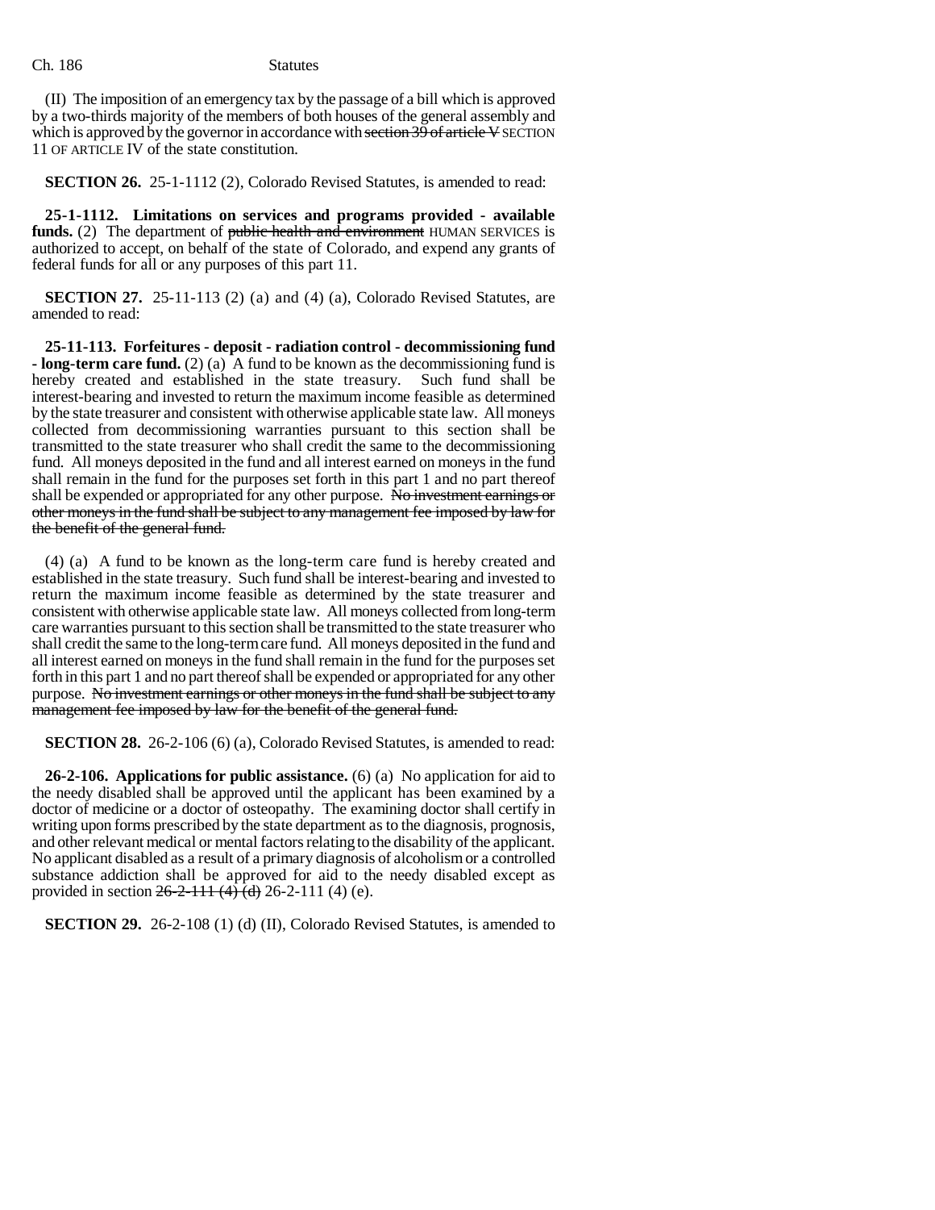(II) The imposition of an emergency tax by the passage of a bill which is approved by a two-thirds majority of the members of both houses of the general assembly and which is approved by the governor in accordance with ~~section 39 of article V~~ SECTION 11 OF ARTICLE IV of the state constitution.

**SECTION 26.** 25-1-1112 (2), Colorado Revised Statutes, is amended to read:

**25-1-1112. Limitations on services and programs provided - available funds.** (2) The department of ~~public health and environment~~ HUMAN SERVICES is authorized to accept, on behalf of the state of Colorado, and expend any grants of federal funds for all or any purposes of this part 11.

**SECTION 27.** 25-11-113 (2) (a) and (4) (a), Colorado Revised Statutes, are amended to read:

**25-11-113. Forfeitures - deposit - radiation control - decommissioning fund - long-term care fund.** (2) (a) A fund to be known as the decommissioning fund is hereby created and established in the state treasury. Such fund shall be interest-bearing and invested to return the maximum income feasible as determined by the state treasurer and consistent with otherwise applicable state law. All moneys collected from decommissioning warranties pursuant to this section shall be transmitted to the state treasurer who shall credit the same to the decommissioning fund. All moneys deposited in the fund and all interest earned on moneys in the fund shall remain in the fund for the purposes set forth in this part 1 and no part thereof shall be expended or appropriated for any other purpose. ~~No investment earnings or other moneys in the fund shall be subject to any management fee imposed by law for the benefit of the general fund.~~

(4) (a) A fund to be known as the long-term care fund is hereby created and established in the state treasury. Such fund shall be interest-bearing and invested to return the maximum income feasible as determined by the state treasurer and consistent with otherwise applicable state law. All moneys collected from long-term care warranties pursuant to this section shall be transmitted to the state treasurer who shall credit the same to the long-term care fund. All moneys deposited in the fund and all interest earned on moneys in the fund shall remain in the fund for the purposes set forth in this part 1 and no part thereof shall be expended or appropriated for any other purpose. ~~No investment earnings or other moneys in the fund shall be subject to any management fee imposed by law for the benefit of the general fund.~~

**SECTION 28.** 26-2-106 (6) (a), Colorado Revised Statutes, is amended to read:

**26-2-106. Applications for public assistance.** (6) (a) No application for aid to the needy disabled shall be approved until the applicant has been examined by a doctor of medicine or a doctor of osteopathy. The examining doctor shall certify in writing upon forms prescribed by the state department as to the diagnosis, prognosis, and other relevant medical or mental factors relating to the disability of the applicant. No applicant disabled as a result of a primary diagnosis of alcoholism or a controlled substance addiction shall be approved for aid to the needy disabled except as provided in section ~~26-2-111 (4) (d)~~ 26-2-111 (4) (e).

**SECTION 29.** 26-2-108 (1) (d) (II), Colorado Revised Statutes, is amended to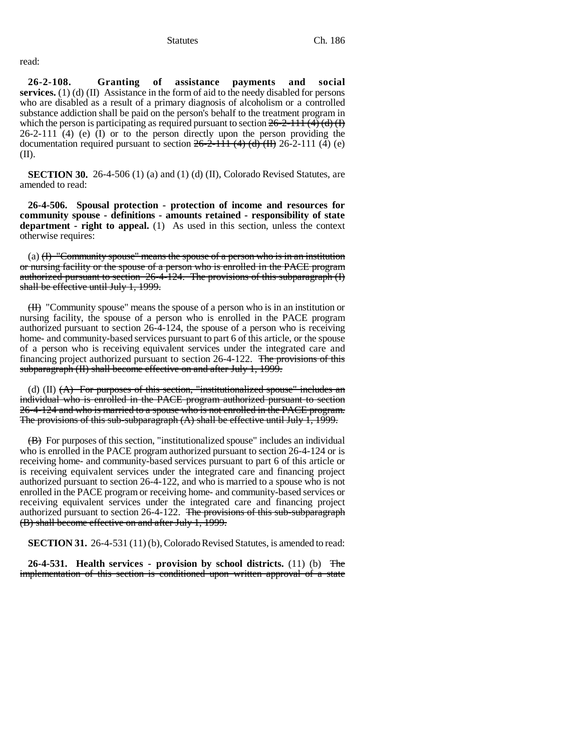read:

**26-2-108. Granting of assistance payments and social services.** (1) (d) (II) Assistance in the form of aid to the needy disabled for persons who are disabled as a result of a primary diagnosis of alcoholism or a controlled substance addiction shall be paid on the person's behalf to the treatment program in which the person is participating as required pursuant to section ~~26-2-111 (4) (d) (I)~~ 26-2-111 (4) (e) (I) or to the person directly upon the person providing the documentation required pursuant to section ~~26-2-111 (4) (d) (II)~~ 26-2-111 (4) (e) (II).

**SECTION 30.** 26-4-506 (1) (a) and (1) (d) (II), Colorado Revised Statutes, are amended to read:

**26-4-506. Spousal protection - protection of income and resources for community spouse - definitions - amounts retained - responsibility of state department - right to appeal.** (1) As used in this section, unless the context otherwise requires:

(a) ~~(I) "Community spouse" means the spouse of a person who is in an institution or nursing facility or the spouse of a person who is enrolled in the PACE program authorized pursuant to section 26-4-124. The provisions of this subparagraph (I) shall be effective until July 1, 1999.~~

~~(II)~~ "Community spouse" means the spouse of a person who is in an institution or nursing facility, the spouse of a person who is enrolled in the PACE program authorized pursuant to section 26-4-124, the spouse of a person who is receiving home- and community-based services pursuant to part 6 of this article, or the spouse of a person who is receiving equivalent services under the integrated care and financing project authorized pursuant to section 26-4-122. ~~The provisions of this subparagraph (II) shall become effective on and after July 1, 1999.~~

(d) (II) ~~(A) For purposes of this section, "institutionalized spouse" includes an individual who is enrolled in the PACE program authorized pursuant to section 26-4-124 and who is married to a spouse who is not enrolled in the PACE program. The provisions of this sub-subparagraph (A) shall be effective until July 1, 1999.~~

~~(B)~~ For purposes of this section, "institutionalized spouse" includes an individual who is enrolled in the PACE program authorized pursuant to section 26-4-124 or is receiving home- and community-based services pursuant to part 6 of this article or is receiving equivalent services under the integrated care and financing project authorized pursuant to section 26-4-122, and who is married to a spouse who is not enrolled in the PACE program or receiving home- and community-based services or receiving equivalent services under the integrated care and financing project authorized pursuant to section 26-4-122. ~~The provisions of this sub-subparagraph (B) shall become effective on and after July 1, 1999.~~

**SECTION 31.** 26-4-531 (11) (b), Colorado Revised Statutes, is amended to read:

**26-4-531. Health services - provision by school districts.** (11) (b) ~~The implementation of this section is conditioned upon written approval of a state~~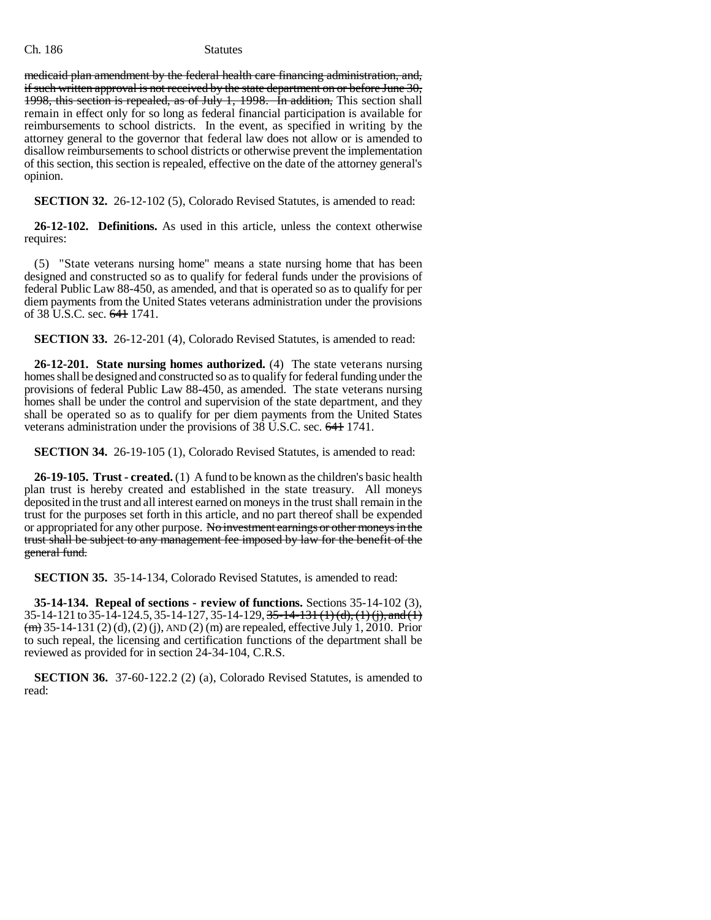medicaid plan amendment by the federal health care financing administration, and, if such written approval is not received by the state department on or before June 30, 1998, this section is repealed, as of July 1, 1998. In addition, This section shall remain in effect only for so long as federal financial participation is available for reimbursements to school districts. In the event, as specified in writing by the attorney general to the governor that federal law does not allow or is amended to disallow reimbursements to school districts or otherwise prevent the implementation of this section, this section is repealed, effective on the date of the attorney general's opinion.

**SECTION 32.** 26-12-102 (5), Colorado Revised Statutes, is amended to read:

**26-12-102. Definitions.** As used in this article, unless the context otherwise requires:

(5) "State veterans nursing home" means a state nursing home that has been designed and constructed so as to qualify for federal funds under the provisions of federal Public Law 88-450, as amended, and that is operated so as to qualify for per diem payments from the United States veterans administration under the provisions of 38 U.S.C. sec. 641 1741.

**SECTION 33.** 26-12-201 (4), Colorado Revised Statutes, is amended to read:

**26-12-201. State nursing homes authorized.** (4) The state veterans nursing homes shall be designed and constructed so as to qualify for federal funding under the provisions of federal Public Law 88-450, as amended. The state veterans nursing homes shall be under the control and supervision of the state department, and they shall be operated so as to qualify for per diem payments from the United States veterans administration under the provisions of 38 U.S.C. sec. 641 1741.

**SECTION 34.** 26-19-105 (1), Colorado Revised Statutes, is amended to read:

**26-19-105. Trust - created.** (1) A fund to be known as the children's basic health plan trust is hereby created and established in the state treasury. All moneys deposited in the trust and all interest earned on moneys in the trust shall remain in the trust for the purposes set forth in this article, and no part thereof shall be expended or appropriated for any other purpose. No investment earnings or other moneys in the trust shall be subject to any management fee imposed by law for the benefit of the general fund.

**SECTION 35.** 35-14-134, Colorado Revised Statutes, is amended to read:

**35-14-134. Repeal of sections - review of functions.** Sections 35-14-102 (3), 35-14-121 to 35-14-124.5, 35-14-127, 35-14-129, 35-14-131 (1) (d), (1) (j), and (1) (m) 35-14-131 (2) (d), (2) (j), AND (2) (m) are repealed, effective July 1, 2010. Prior to such repeal, the licensing and certification functions of the department shall be reviewed as provided for in section 24-34-104, C.R.S.

**SECTION 36.** 37-60-122.2 (2) (a), Colorado Revised Statutes, is amended to read: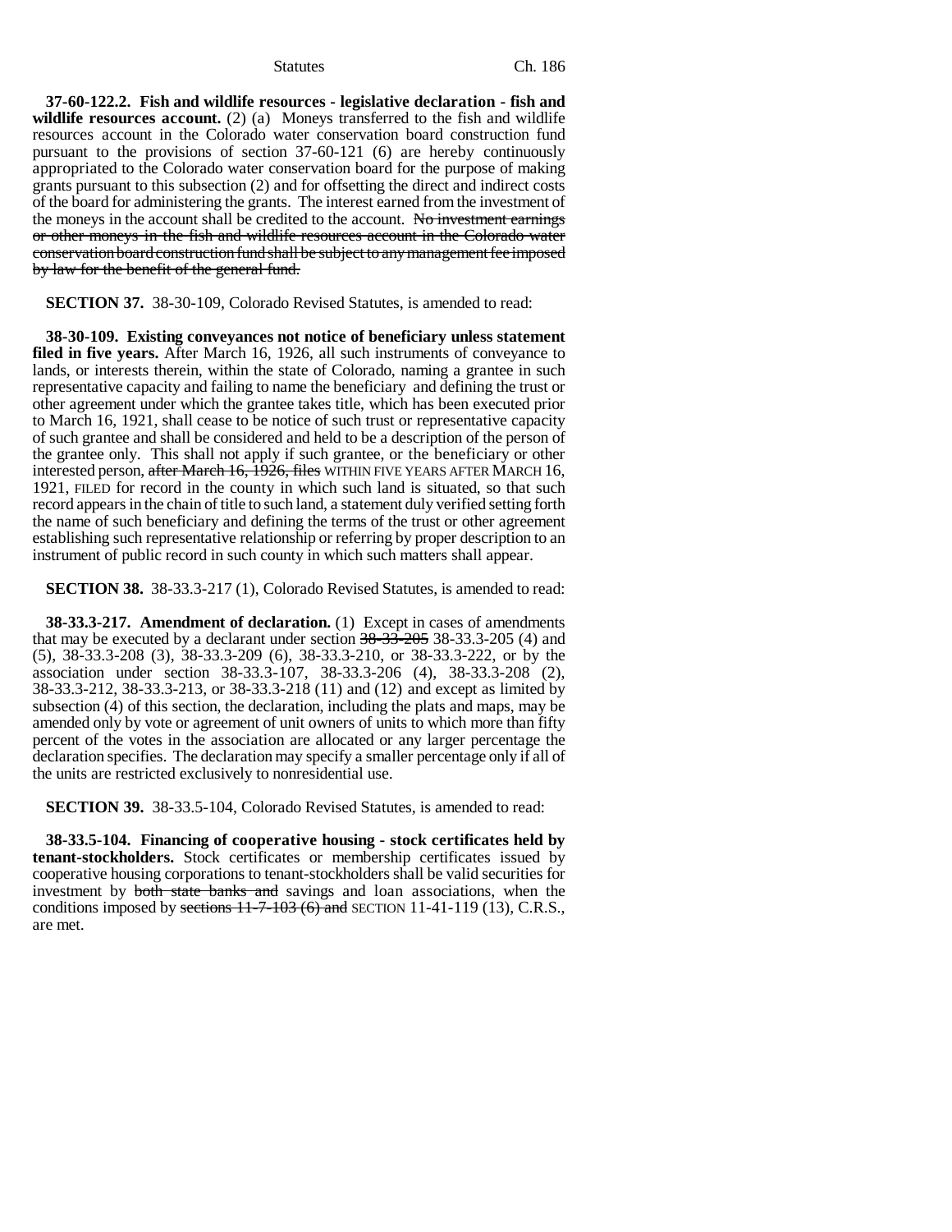**37-60-122.2. Fish and wildlife resources - legislative declaration - fish and wildlife resources account.** (2) (a) Moneys transferred to the fish and wildlife resources account in the Colorado water conservation board construction fund pursuant to the provisions of section 37-60-121 (6) are hereby continuously appropriated to the Colorado water conservation board for the purpose of making grants pursuant to this subsection (2) and for offsetting the direct and indirect costs of the board for administering the grants. The interest earned from the investment of the moneys in the account shall be credited to the account. ~~No investment earnings or other moneys in the fish and wildlife resources account in the Colorado water conservation board construction fund shall be subject to any management fee imposed by law for the benefit of the general fund.~~

**SECTION 37.** 38-30-109, Colorado Revised Statutes, is amended to read:

**38-30-109. Existing conveyances not notice of beneficiary unless statement filed in five years.** After March 16, 1926, all such instruments of conveyance to lands, or interests therein, within the state of Colorado, naming a grantee in such representative capacity and failing to name the beneficiary and defining the trust or other agreement under which the grantee takes title, which has been executed prior to March 16, 1921, shall cease to be notice of such trust or representative capacity of such grantee and shall be considered and held to be a description of the person of the grantee only. This shall not apply if such grantee, or the beneficiary or other interested person, ~~after March 16, 1926, files~~ WITHIN FIVE YEARS AFTER MARCH 16, 1921, FILED for record in the county in which such land is situated, so that such record appears in the chain of title to such land, a statement duly verified setting forth the name of such beneficiary and defining the terms of the trust or other agreement establishing such representative relationship or referring by proper description to an instrument of public record in such county in which such matters shall appear.

**SECTION 38.** 38-33.3-217 (1), Colorado Revised Statutes, is amended to read:

**38-33.3-217. Amendment of declaration.** (1) Except in cases of amendments that may be executed by a declarant under section ~~38-33-205~~ 38-33.3-205 (4) and (5), 38-33.3-208 (3), 38-33.3-209 (6), 38-33.3-210, or 38-33.3-222, or by the association under section 38-33.3-107, 38-33.3-206 (4), 38-33.3-208 (2), 38-33.3-212, 38-33.3-213, or 38-33.3-218 (11) and (12) and except as limited by subsection (4) of this section, the declaration, including the plats and maps, may be amended only by vote or agreement of unit owners of units to which more than fifty percent of the votes in the association are allocated or any larger percentage the declaration specifies. The declaration may specify a smaller percentage only if all of the units are restricted exclusively to nonresidential use.

**SECTION 39.** 38-33.5-104, Colorado Revised Statutes, is amended to read:

**38-33.5-104. Financing of cooperative housing - stock certificates held by tenant-stockholders.** Stock certificates or membership certificates issued by cooperative housing corporations to tenant-stockholders shall be valid securities for investment by ~~both state banks and~~ savings and loan associations, when the conditions imposed by ~~sections 11-7-103 (6) and~~ SECTION 11-41-119 (13), C.R.S., are met.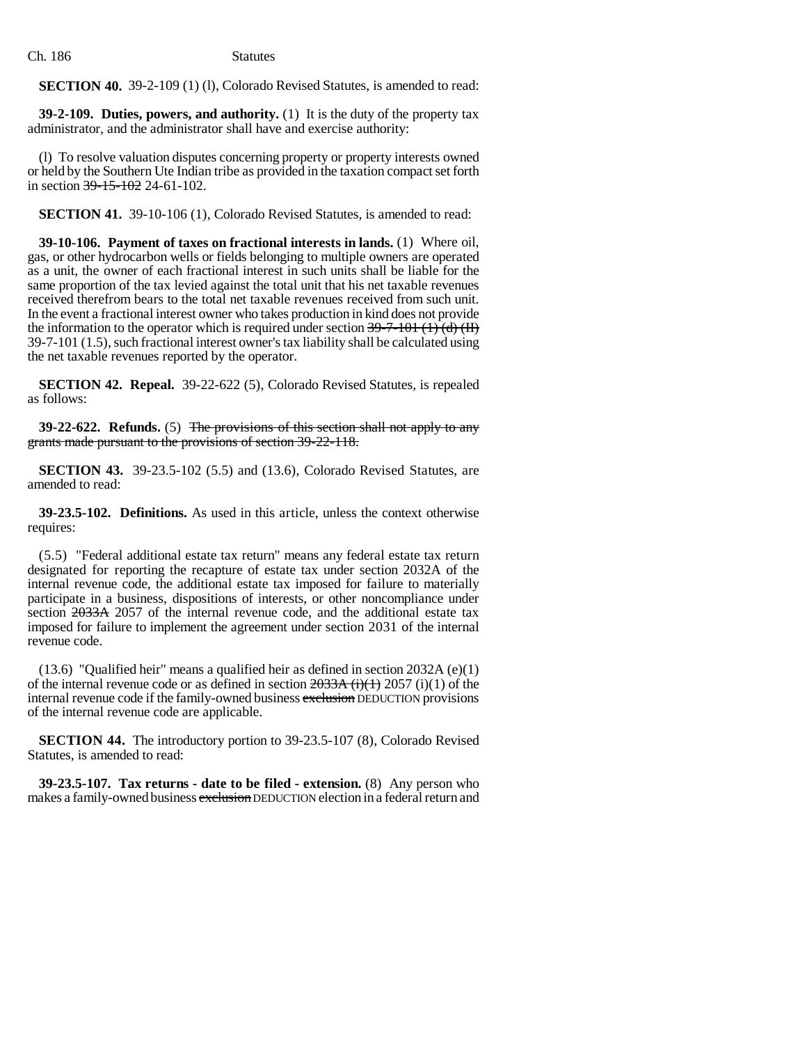**SECTION 40.** 39-2-109 (1) (l), Colorado Revised Statutes, is amended to read:

**39-2-109. Duties, powers, and authority.** (1) It is the duty of the property tax administrator, and the administrator shall have and exercise authority:

(l) To resolve valuation disputes concerning property or property interests owned or held by the Southern Ute Indian tribe as provided in the taxation compact set forth in section ~~39-15-102~~ 24-61-102.

**SECTION 41.** 39-10-106 (1), Colorado Revised Statutes, is amended to read:

**39-10-106. Payment of taxes on fractional interests in lands.** (1) Where oil, gas, or other hydrocarbon wells or fields belonging to multiple owners are operated as a unit, the owner of each fractional interest in such units shall be liable for the same proportion of the tax levied against the total unit that his net taxable revenues received therefrom bears to the total net taxable revenues received from such unit. In the event a fractional interest owner who takes production in kind does not provide the information to the operator which is required under section ~~39-7-101 (1) (d) (II)~~ 39-7-101 (1.5), such fractional interest owner's tax liability shall be calculated using the net taxable revenues reported by the operator.

**SECTION 42. Repeal.** 39-22-622 (5), Colorado Revised Statutes, is repealed as follows:

**39-22-622. Refunds.** (5) ~~The provisions of this section shall not apply to any grants made pursuant to the provisions of section 39-22-118.~~

**SECTION 43.** 39-23.5-102 (5.5) and (13.6), Colorado Revised Statutes, are amended to read:

**39-23.5-102. Definitions.** As used in this article, unless the context otherwise requires:

(5.5) "Federal additional estate tax return" means any federal estate tax return designated for reporting the recapture of estate tax under section 2032A of the internal revenue code, the additional estate tax imposed for failure to materially participate in a business, dispositions of interests, or other noncompliance under section ~~2033A~~ 2057 of the internal revenue code, and the additional estate tax imposed for failure to implement the agreement under section 2031 of the internal revenue code.

(13.6) "Qualified heir" means a qualified heir as defined in section 2032A (e)(1) of the internal revenue code or as defined in section ~~2033A (i)(1)~~ 2057 (i)(1) of the internal revenue code if the family-owned business ~~exclusion~~ DEDUCTION provisions of the internal revenue code are applicable.

**SECTION 44.** The introductory portion to 39-23.5-107 (8), Colorado Revised Statutes, is amended to read:

**39-23.5-107. Tax returns - date to be filed - extension.** (8) Any person who makes a family-owned business ~~exclusion~~ DEDUCTION election in a federal return and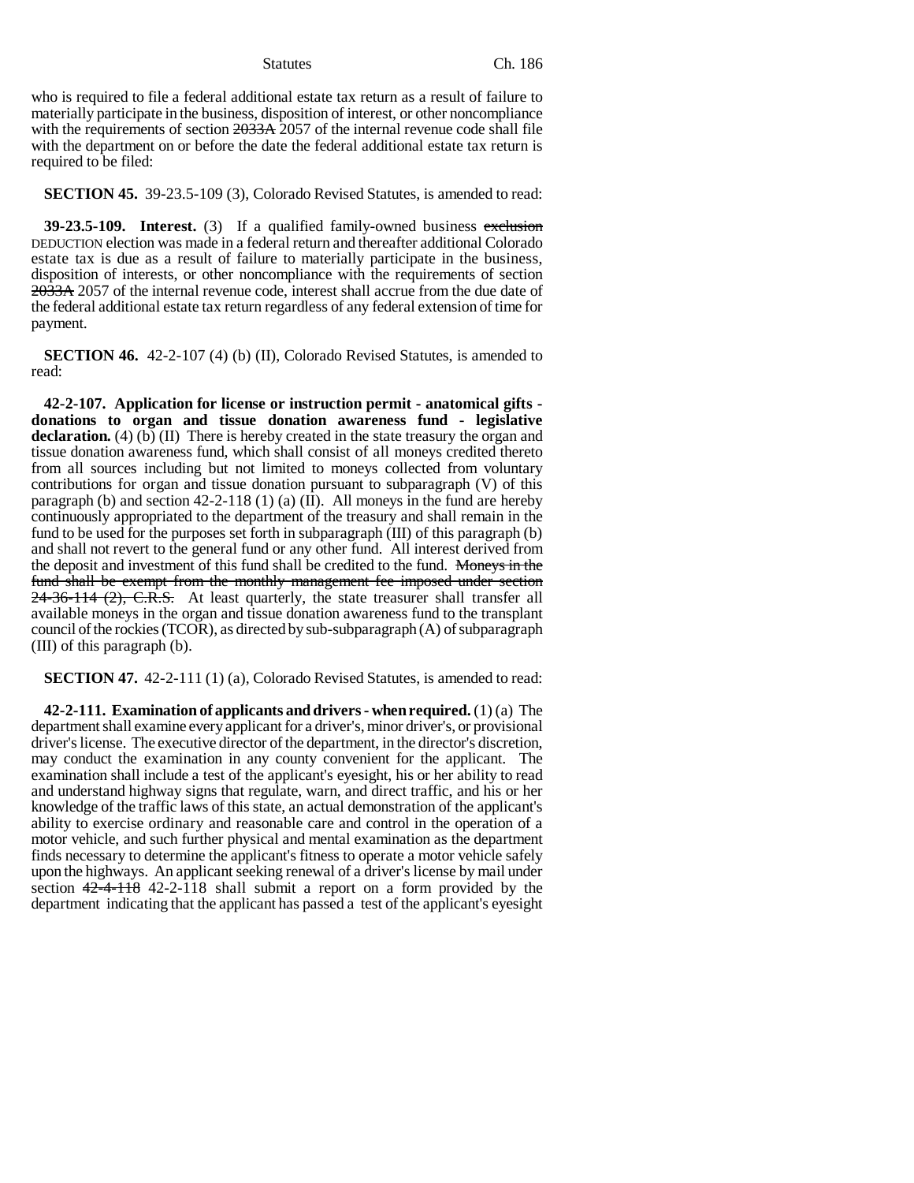who is required to file a federal additional estate tax return as a result of failure to materially participate in the business, disposition of interest, or other noncompliance with the requirements of section ~~2033A~~ 2057 of the internal revenue code shall file with the department on or before the date the federal additional estate tax return is required to be filed:

**SECTION 45.** 39-23.5-109 (3), Colorado Revised Statutes, is amended to read:

**39-23.5-109. Interest.** (3) If a qualified family-owned business ~~exclusion~~ DEDUCTION election was made in a federal return and thereafter additional Colorado estate tax is due as a result of failure to materially participate in the business, disposition of interests, or other noncompliance with the requirements of section ~~2033A~~ 2057 of the internal revenue code, interest shall accrue from the due date of the federal additional estate tax return regardless of any federal extension of time for payment.

**SECTION 46.** 42-2-107 (4) (b) (II), Colorado Revised Statutes, is amended to read:

**42-2-107. Application for license or instruction permit - anatomical gifts - donations to organ and tissue donation awareness fund - legislative declaration.** (4) (b) (II) There is hereby created in the state treasury the organ and tissue donation awareness fund, which shall consist of all moneys credited thereto from all sources including but not limited to moneys collected from voluntary contributions for organ and tissue donation pursuant to subparagraph (V) of this paragraph (b) and section 42-2-118 (1) (a) (II). All moneys in the fund are hereby continuously appropriated to the department of the treasury and shall remain in the fund to be used for the purposes set forth in subparagraph (III) of this paragraph (b) and shall not revert to the general fund or any other fund. All interest derived from the deposit and investment of this fund shall be credited to the fund. ~~Moneys in the fund shall be exempt from the monthly management fee imposed under section 24-36-114 (2), C.R.S.~~ At least quarterly, the state treasurer shall transfer all available moneys in the organ and tissue donation awareness fund to the transplant council of the rockies (TCOR), as directed by sub-subparagraph (A) of subparagraph (III) of this paragraph (b).

**SECTION 47.** 42-2-111 (1) (a), Colorado Revised Statutes, is amended to read:

**42-2-111. Examination of applicants and drivers - when required.** (1) (a) The department shall examine every applicant for a driver's, minor driver's, or provisional driver's license. The executive director of the department, in the director's discretion, may conduct the examination in any county convenient for the applicant. The examination shall include a test of the applicant's eyesight, his or her ability to read and understand highway signs that regulate, warn, and direct traffic, and his or her knowledge of the traffic laws of this state, an actual demonstration of the applicant's ability to exercise ordinary and reasonable care and control in the operation of a motor vehicle, and such further physical and mental examination as the department finds necessary to determine the applicant's fitness to operate a motor vehicle safely upon the highways. An applicant seeking renewal of a driver's license by mail under section ~~42-4-118~~ 42-2-118 shall submit a report on a form provided by the department indicating that the applicant has passed a test of the applicant's eyesight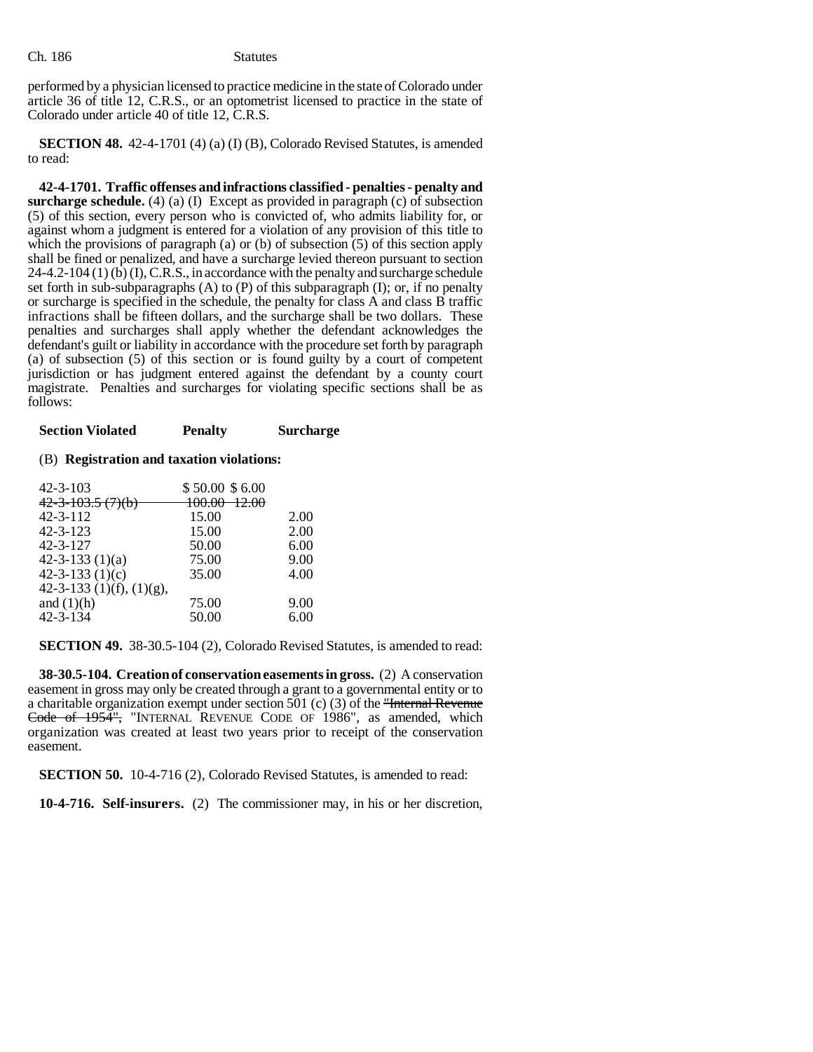performed by a physician licensed to practice medicine in the state of Colorado under article 36 of title 12, C.R.S., or an optometrist licensed to practice in the state of Colorado under article 40 of title 12, C.R.S.

**SECTION 48.** 42-4-1701 (4) (a) (I) (B), Colorado Revised Statutes, is amended to read:

**42-4-1701. Traffic offenses and infractions classified - penalties - penalty and surcharge schedule.** (4) (a) (I) Except as provided in paragraph (c) of subsection (5) of this section, every person who is convicted of, who admits liability for, or against whom a judgment is entered for a violation of any provision of this title to which the provisions of paragraph (a) or (b) of subsection (5) of this section apply shall be fined or penalized, and have a surcharge levied thereon pursuant to section 24-4.2-104 (1) (b) (I), C.R.S., in accordance with the penalty and surcharge schedule set forth in sub-subparagraphs (A) to (P) of this subparagraph (I); or, if no penalty or surcharge is specified in the schedule, the penalty for class A and class B traffic infractions shall be fifteen dollars, and the surcharge shall be two dollars. These penalties and surcharges shall apply whether the defendant acknowledges the defendant's guilt or liability in accordance with the procedure set forth by paragraph (a) of subsection (5) of this section or is found guilty by a court of competent jurisdiction or has judgment entered against the defendant by a county court magistrate. Penalties and surcharges for violating specific sections shall be as follows:

(B) **Registration and taxation violations:**

| Section Violated | Penalty | Surcharge |
|---|---|---|
| 42-3-103 | $ 50.00 | $ 6.00 |
| ~~42-3-103.5 (7)(b)~~ | ~~100.00~~ | ~~12.00~~ |
| 42-3-112 | 15.00 | 2.00 |
| 42-3-123 | 15.00 | 2.00 |
| 42-3-127 | 50.00 | 6.00 |
| 42-3-133 (1)(a) | 75.00 | 9.00 |
| 42-3-133 (1)(c) | 35.00 | 4.00 |
| 42-3-133 (1)(f), (1)(g), and (1)(h) | 75.00 | 9.00 |
| 42-3-134 | 50.00 | 6.00 |

**SECTION 49.** 38-30.5-104 (2), Colorado Revised Statutes, is amended to read:

**38-30.5-104. Creation of conservation easements in gross.** (2) A conservation easement in gross may only be created through a grant to a governmental entity or to a charitable organization exempt under section 501 (c) (3) of the ~~"Internal Revenue Code of 1954",~~ "INTERNAL REVENUE CODE OF 1986", as amended, which organization was created at least two years prior to receipt of the conservation easement.

**SECTION 50.** 10-4-716 (2), Colorado Revised Statutes, is amended to read:

**10-4-716. Self-insurers.** (2) The commissioner may, in his or her discretion,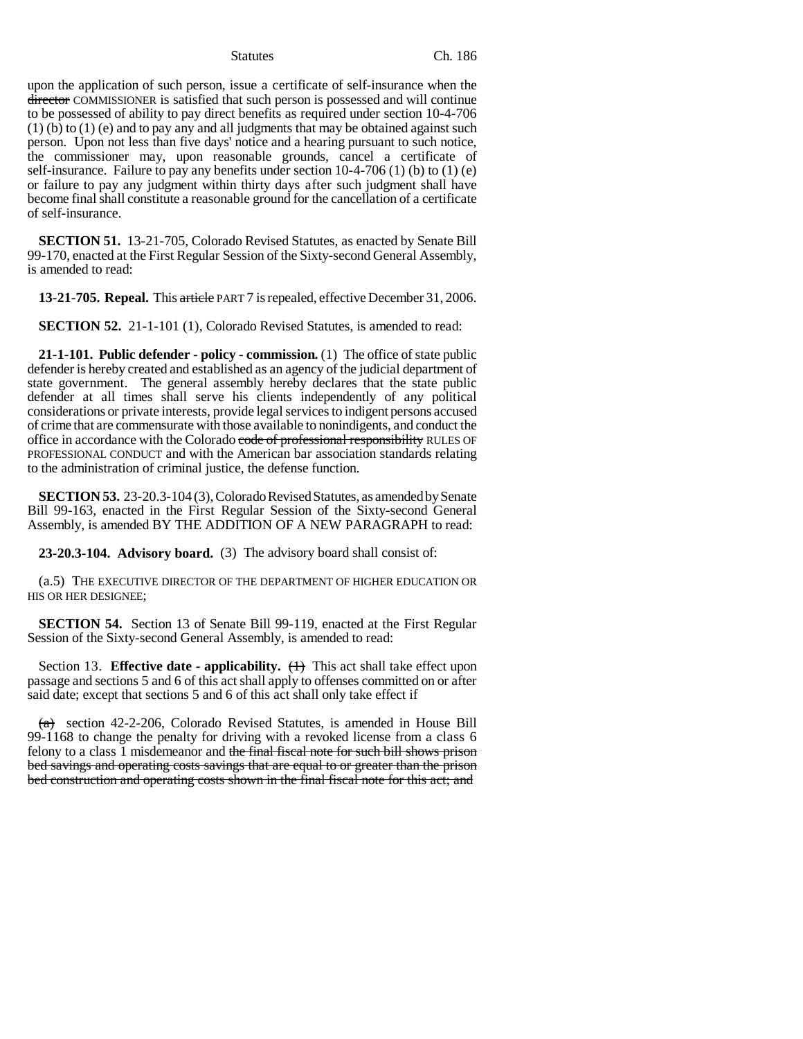upon the application of such person, issue a certificate of self-insurance when the ~~director~~ COMMISSIONER is satisfied that such person is possessed and will continue to be possessed of ability to pay direct benefits as required under section 10-4-706 (1) (b) to (1) (e) and to pay any and all judgments that may be obtained against such person. Upon not less than five days' notice and a hearing pursuant to such notice, the commissioner may, upon reasonable grounds, cancel a certificate of self-insurance. Failure to pay any benefits under section 10-4-706 (1) (b) to (1) (e) or failure to pay any judgment within thirty days after such judgment shall have become final shall constitute a reasonable ground for the cancellation of a certificate of self-insurance.

**SECTION 51.** 13-21-705, Colorado Revised Statutes, as enacted by Senate Bill 99-170, enacted at the First Regular Session of the Sixty-second General Assembly, is amended to read:

**13-21-705. Repeal.** This ~~article~~ PART 7 is repealed, effective December 31, 2006.

**SECTION 52.** 21-1-101 (1), Colorado Revised Statutes, is amended to read:

**21-1-101. Public defender - policy - commission.** (1) The office of state public defender is hereby created and established as an agency of the judicial department of state government. The general assembly hereby declares that the state public defender at all times shall serve his clients independently of any political considerations or private interests, provide legal services to indigent persons accused of crime that are commensurate with those available to nonindigents, and conduct the office in accordance with the Colorado ~~code of professional responsibility~~ RULES OF PROFESSIONAL CONDUCT and with the American bar association standards relating to the administration of criminal justice, the defense function.

**SECTION 53.** 23-20.3-104 (3), Colorado Revised Statutes, as amended by Senate Bill 99-163, enacted in the First Regular Session of the Sixty-second General Assembly, is amended BY THE ADDITION OF A NEW PARAGRAPH to read:

**23-20.3-104. Advisory board.** (3) The advisory board shall consist of:

(a.5) THE EXECUTIVE DIRECTOR OF THE DEPARTMENT OF HIGHER EDUCATION OR HIS OR HER DESIGNEE;

**SECTION 54.** Section 13 of Senate Bill 99-119, enacted at the First Regular Session of the Sixty-second General Assembly, is amended to read:

Section 13. **Effective date - applicability.** ~~(1)~~ This act shall take effect upon passage and sections 5 and 6 of this act shall apply to offenses committed on or after said date; except that sections 5 and 6 of this act shall only take effect if

~~(a)~~ section 42-2-206, Colorado Revised Statutes, is amended in House Bill 99-1168 to change the penalty for driving with a revoked license from a class 6 felony to a class 1 misdemeanor and ~~the final fiscal note for such bill shows prison bed savings and operating costs savings that are equal to or greater than the prison bed construction and operating costs shown in the final fiscal note for this act; and~~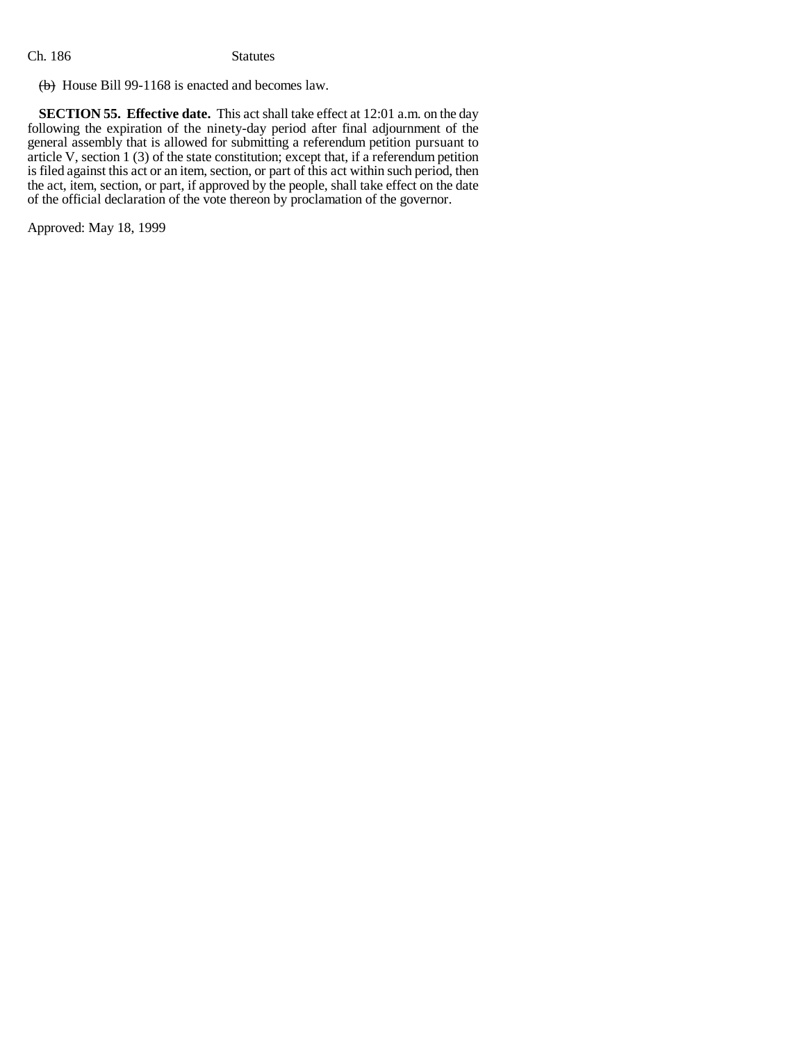~~(b)~~ House Bill 99-1168 is enacted and becomes law.

**SECTION 55. Effective date.** This act shall take effect at 12:01 a.m. on the day following the expiration of the ninety-day period after final adjournment of the general assembly that is allowed for submitting a referendum petition pursuant to article V, section 1 (3) of the state constitution; except that, if a referendum petition is filed against this act or an item, section, or part of this act within such period, then the act, item, section, or part, if approved by the people, shall take effect on the date of the official declaration of the vote thereon by proclamation of the governor.

Approved: May 18, 1999